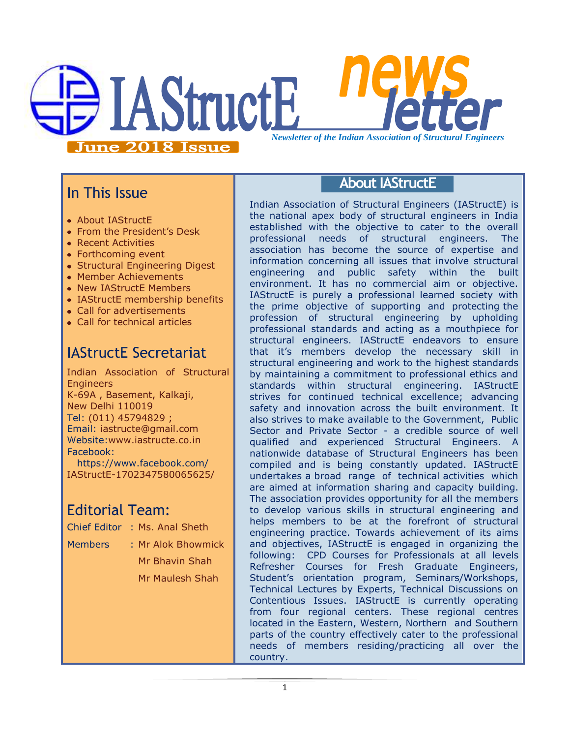# IAStructE newsletter

*Newsletter of the Indian Association of Structural Engineers*

**June 2018 Issue**

## In This Issue

- About IAStructE
- From the President's Desk
- Recent Activities
- Forthcoming event
- Structural Engineering Digest
- Member Achievements
- New IAStructE Members
- IAStructE membership benefits
- Call for advertisements
- Call for technical articles

## IAStructE Secretariat

Indian Association of Structural Engineers
K-69A , Basement, Kalkaji,
New Delhi 110019
Tel: (011) 45794829 ;
Email: iastructe@gmail.com
Website:www.iastructe.co.in
Facebook:
https://www.facebook.com/IAStructE-1702347580065625/

## Editorial Team:

Chief Editor : Ms. Anal Sheth

Members : Mr Alok Bhowmick
Mr Bhavin Shah
Mr Maulesh Shah

## About IAStructE

Indian Association of Structural Engineers (IAStructE) is the national apex body of structural engineers in India established with the objective to cater to the overall professional needs of structural engineers. The association has become the source of expertise and information concerning all issues that involve structural engineering and public safety within the built environment. It has no commercial aim or objective. IAStructE is purely a professional learned society with the prime objective of supporting and protecting the profession of structural engineering by upholding professional standards and acting as a mouthpiece for structural engineers. IAStructE endeavors to ensure that it's members develop the necessary skill in structural engineering and work to the highest standards by maintaining a commitment to professional ethics and standards within structural engineering. IAStructE strives for continued technical excellence; advancing safety and innovation across the built environment. It also strives to make available to the Government, Public Sector and Private Sector - a credible source of well qualified and experienced Structural Engineers. A nationwide database of Structural Engineers has been compiled and is being constantly updated. IAStructE undertakes a broad range of technical activities which are aimed at information sharing and capacity building. The association provides opportunity for all the members to develop various skills in structural engineering and helps members to be at the forefront of structural engineering practice. Towards achievement of its aims and objectives, IAStructE is engaged in organizing the following: CPD Courses for Professionals at all levels Refresher Courses for Fresh Graduate Engineers, Student's orientation program, Seminars/Workshops, Technical Lectures by Experts, Technical Discussions on Contentious Issues. IAStructE is currently operating from four regional centers. These regional centres located in the Eastern, Western, Northern and Southern parts of the country effectively cater to the professional needs of members residing/practicing all over the country.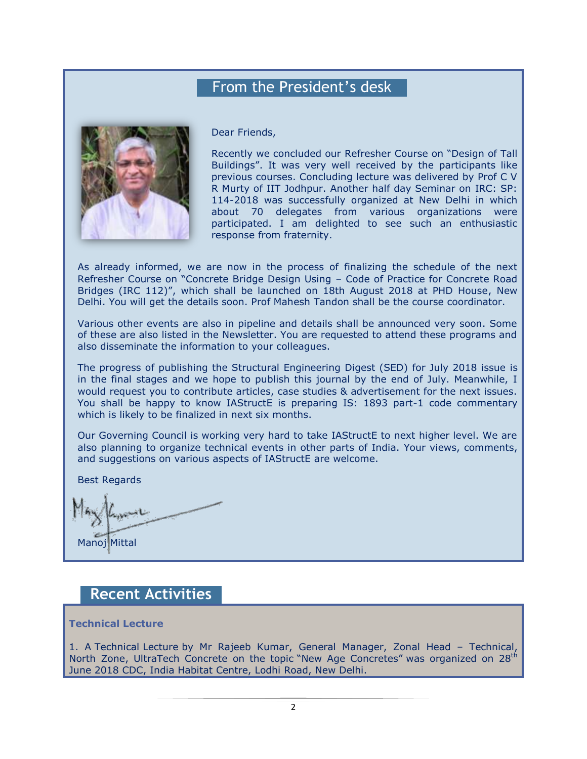## From the President's desk

Dear Friends,

Recently we concluded our Refresher Course on "Design of Tall Buildings". It was very well received by the participants like previous courses. Concluding lecture was delivered by Prof C V R Murty of IIT Jodhpur. Another half day Seminar on IRC: SP: 114-2018 was successfully organized at New Delhi in which about 70 delegates from various organizations were participated. I am delighted to see such an enthusiastic response from fraternity.

As already informed, we are now in the process of finalizing the schedule of the next Refresher Course on "Concrete Bridge Design Using – Code of Practice for Concrete Road Bridges (IRC 112)", which shall be launched on 18th August 2018 at PHD House, New Delhi. You will get the details soon. Prof Mahesh Tandon shall be the course coordinator.

Various other events are also in pipeline and details shall be announced very soon. Some of these are also listed in the Newsletter. You are requested to attend these programs and also disseminate the information to your colleagues.

The progress of publishing the Structural Engineering Digest (SED) for July 2018 issue is in the final stages and we hope to publish this journal by the end of July. Meanwhile, I would request you to contribute articles, case studies & advertisement for the next issues. You shall be happy to know IAStructE is preparing IS: 1893 part-1 code commentary which is likely to be finalized in next six months.

Our Governing Council is working very hard to take IAStructE to next higher level. We are also planning to organize technical events in other parts of India. Your views, comments, and suggestions on various aspects of IAStructE are welcome.

Best Regards

Manoj Mittal

## Recent Activities

**Technical Lecture**

1. A Technical Lecture by Mr Rajeeb Kumar, General Manager, Zonal Head – Technical, North Zone, UltraTech Concrete on the topic "New Age Concretes" was organized on 28th June 2018 CDC, India Habitat Centre, Lodhi Road, New Delhi.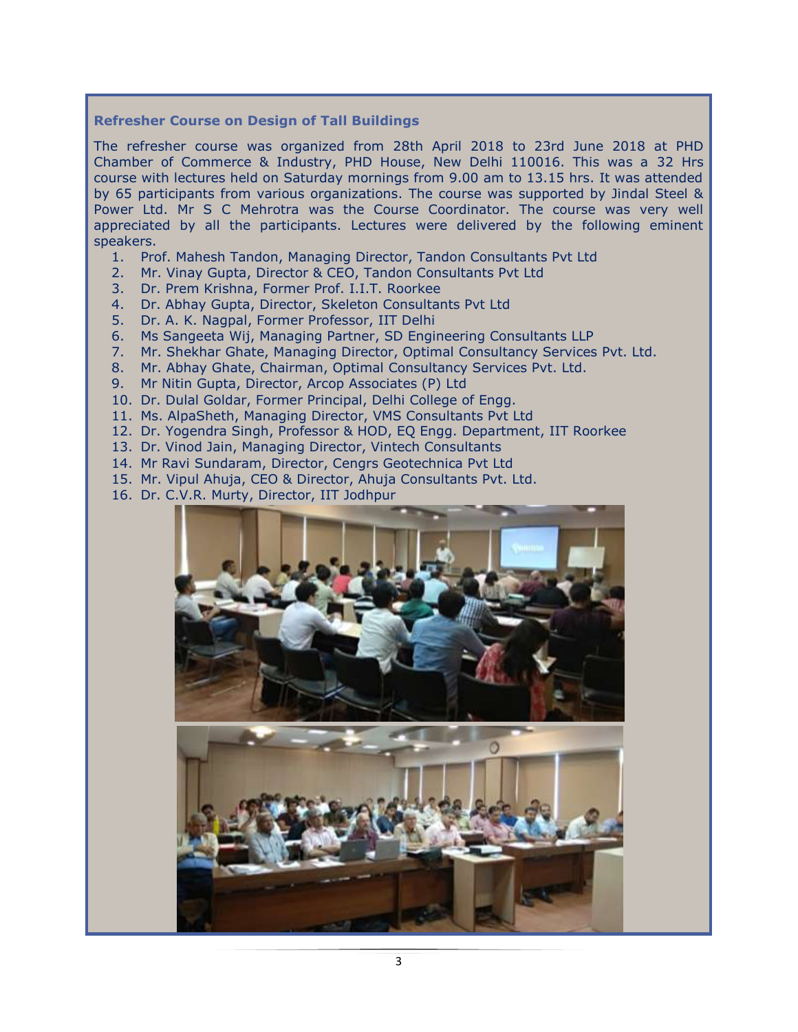## Refresher Course on Design of Tall Buildings

The refresher course was organized from 28th April 2018 to 23rd June 2018 at PHD Chamber of Commerce & Industry, PHD House, New Delhi 110016. This was a 32 Hrs course with lectures held on Saturday mornings from 9.00 am to 13.15 hrs. It was attended by 65 participants from various organizations. The course was supported by Jindal Steel & Power Ltd. Mr S C Mehrotra was the Course Coordinator. The course was very well appreciated by all the participants. Lectures were delivered by the following eminent speakers.

1. Prof. Mahesh Tandon, Managing Director, Tandon Consultants Pvt Ltd
2. Mr. Vinay Gupta, Director & CEO, Tandon Consultants Pvt Ltd
3. Dr. Prem Krishna, Former Prof. I.I.T. Roorkee
4. Dr. Abhay Gupta, Director, Skeleton Consultants Pvt Ltd
5. Dr. A. K. Nagpal, Former Professor, IIT Delhi
6. Ms Sangeeta Wij, Managing Partner, SD Engineering Consultants LLP
7. Mr. Shekhar Ghate, Managing Director, Optimal Consultancy Services Pvt. Ltd.
8. Mr. Abhay Ghate, Chairman, Optimal Consultancy Services Pvt. Ltd.
9. Mr Nitin Gupta, Director, Arcop Associates (P) Ltd
10. Dr. Dulal Goldar, Former Principal, Delhi College of Engg.
11. Ms. AlpaSheth, Managing Director, VMS Consultants Pvt Ltd
12. Dr. Yogendra Singh, Professor & HOD, EQ Engg. Department, IIT Roorkee
13. Dr. Vinod Jain, Managing Director, Vintech Consultants
14. Mr Ravi Sundaram, Director, Cengrs Geotechnica Pvt Ltd
15. Mr. Vipul Ahuja, CEO & Director, Ahuja Consultants Pvt. Ltd.
16. Dr. C.V.R. Murty, Director, IIT Jodhpur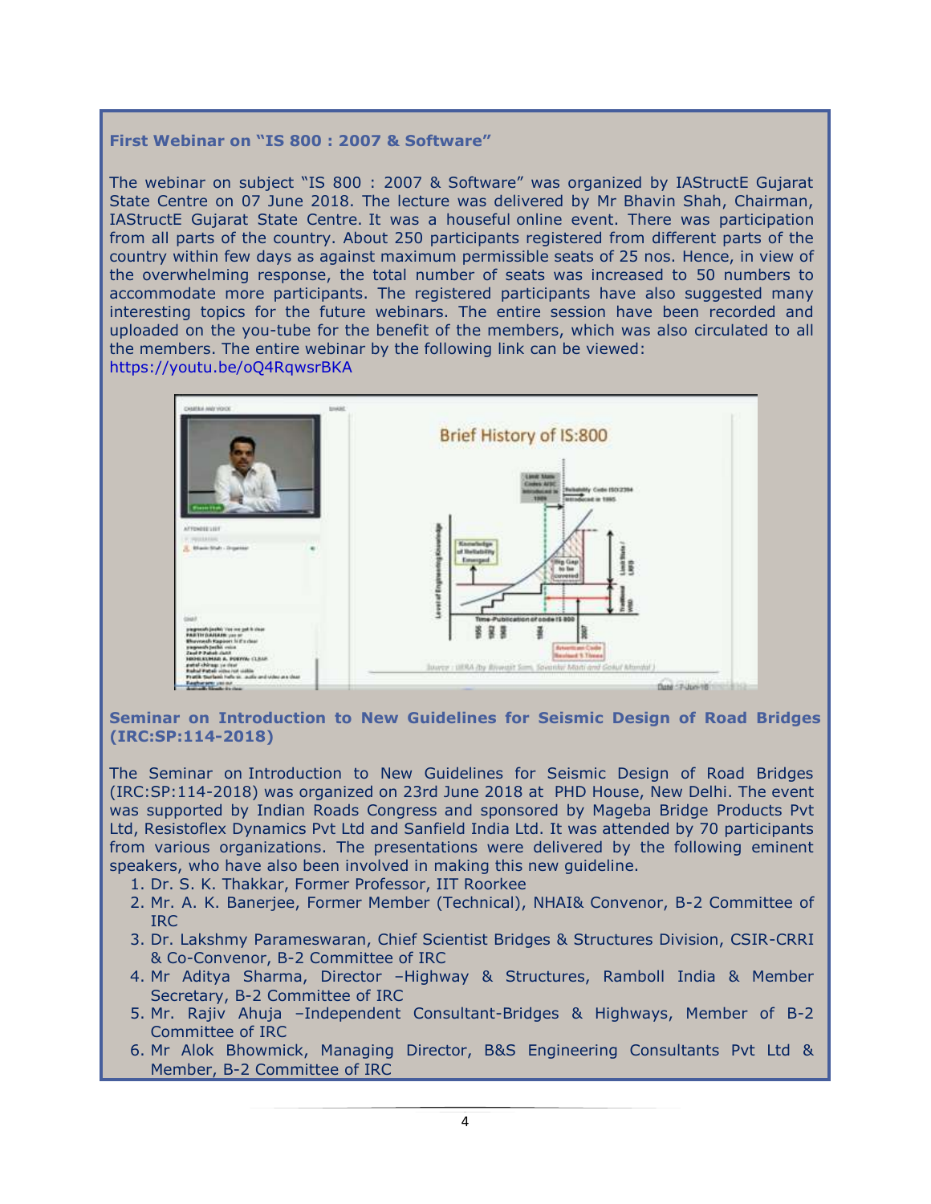### First Webinar on "IS 800 : 2007 & Software"

The webinar on subject "IS 800 : 2007 & Software" was organized by IAStructE Gujarat State Centre on 07 June 2018. The lecture was delivered by Mr Bhavin Shah, Chairman, IAStructE Gujarat State Centre. It was a houseful online event. There was participation from all parts of the country. About 250 participants registered from different parts of the country within few days as against maximum permissible seats of 25 nos. Hence, in view of the overwhelming response, the total number of seats was increased to 50 numbers to accommodate more participants. The registered participants have also suggested many interesting topics for the future webinars. The entire session have been recorded and uploaded on the you-tube for the benefit of the members, which was also circulated to all the members. The entire webinar by the following link can be viewed:
https://youtu.be/oQ4RqwsrBKA

### Seminar on Introduction to New Guidelines for Seismic Design of Road Bridges (IRC:SP:114-2018)

The Seminar on Introduction to New Guidelines for Seismic Design of Road Bridges (IRC:SP:114-2018) was organized on 23rd June 2018 at PHD House, New Delhi. The event was supported by Indian Roads Congress and sponsored by Mageba Bridge Products Pvt Ltd, Resistoflex Dynamics Pvt Ltd and Sanfield India Ltd. It was attended by 70 participants from various organizations. The presentations were delivered by the following eminent speakers, who have also been involved in making this new guideline.

1. Dr. S. K. Thakkar, Former Professor, IIT Roorkee
2. Mr. A. K. Banerjee, Former Member (Technical), NHAI& Convenor, B-2 Committee of IRC
3. Dr. Lakshmy Parameswaran, Chief Scientist Bridges & Structures Division, CSIR-CRRI & Co-Convenor, B-2 Committee of IRC
4. Mr Aditya Sharma, Director –Highway & Structures, Ramboll India & Member Secretary, B-2 Committee of IRC
5. Mr. Rajiv Ahuja –Independent Consultant-Bridges & Highways, Member of B-2 Committee of IRC
6. Mr Alok Bhowmick, Managing Director, B&S Engineering Consultants Pvt Ltd & Member, B-2 Committee of IRC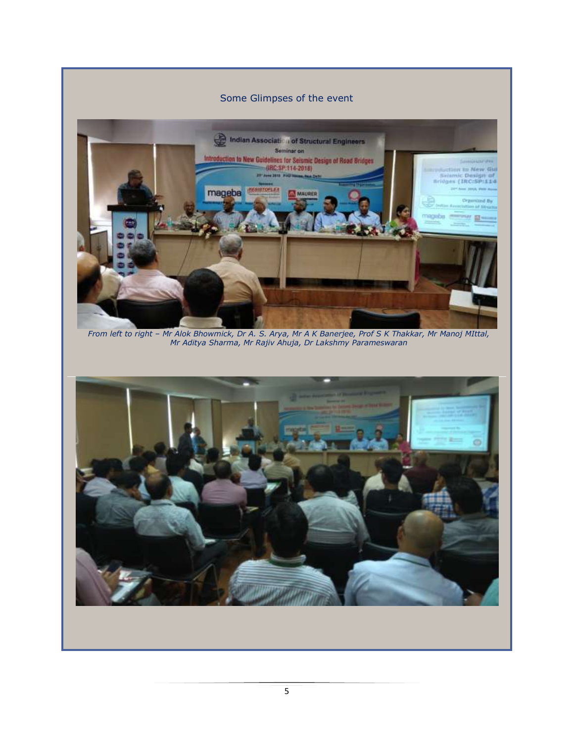Some Glimpses of the event

*From left to right – Mr Alok Bhowmick, Dr A. S. Arya, Mr A K Banerjee, Prof S K Thakkar, Mr Manoj MIttal, Mr Aditya Sharma, Mr Rajiv Ahuja, Dr Lakshmy Parameswaran*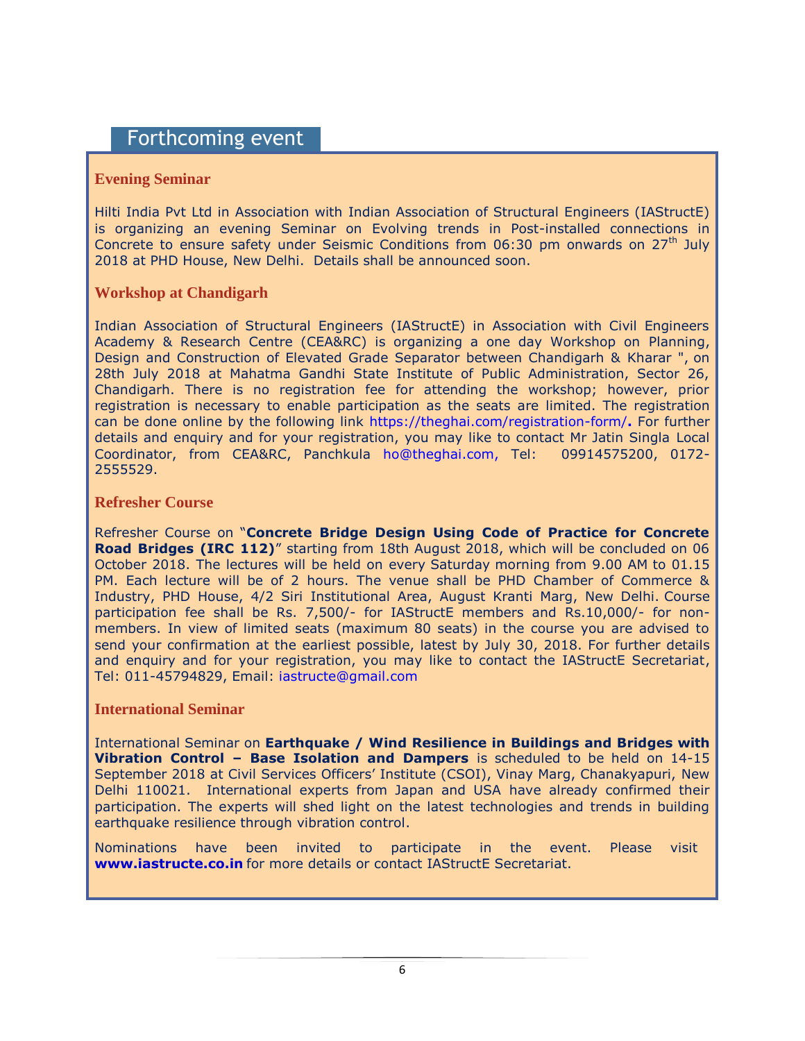## Forthcoming event

### Evening Seminar

Hilti India Pvt Ltd in Association with Indian Association of Structural Engineers (IAStructE) is organizing an evening Seminar on Evolving trends in Post-installed connections in Concrete to ensure safety under Seismic Conditions from 06:30 pm onwards on 27th July 2018 at PHD House, New Delhi. Details shall be announced soon.

### Workshop at Chandigarh

Indian Association of Structural Engineers (IAStructE) in Association with Civil Engineers Academy & Research Centre (CEA&RC) is organizing a one day Workshop on Planning, Design and Construction of Elevated Grade Separator between Chandigarh & Kharar ", on 28th July 2018 at Mahatma Gandhi State Institute of Public Administration, Sector 26, Chandigarh. There is no registration fee for attending the workshop; however, prior registration is necessary to enable participation as the seats are limited. The registration can be done online by the following link https://theghai.com/registration-form/**.** For further details and enquiry and for your registration, you may like to contact Mr Jatin Singla Local Coordinator, from CEA&RC, Panchkula ho@theghai.com, Tel: 09914575200, 0172-2555529.

### Refresher Course

Refresher Course on "**Concrete Bridge Design Using Code of Practice for Concrete Road Bridges (IRC 112)**" starting from 18th August 2018, which will be concluded on 06 October 2018. The lectures will be held on every Saturday morning from 9.00 AM to 01.15 PM. Each lecture will be of 2 hours. The venue shall be PHD Chamber of Commerce & Industry, PHD House, 4/2 Siri Institutional Area, August Kranti Marg, New Delhi. Course participation fee shall be Rs. 7,500/- for IAStructE members and Rs.10,000/- for non-members. In view of limited seats (maximum 80 seats) in the course you are advised to send your confirmation at the earliest possible, latest by July 30, 2018. For further details and enquiry and for your registration, you may like to contact the IAStructE Secretariat, Tel: 011-45794829, Email: iastructe@gmail.com

### International Seminar

International Seminar on **Earthquake / Wind Resilience in Buildings and Bridges with Vibration Control – Base Isolation and Dampers** is scheduled to be held on 14-15 September 2018 at Civil Services Officers' Institute (CSOI), Vinay Marg, Chanakyapuri, New Delhi 110021. International experts from Japan and USA have already confirmed their participation. The experts will shed light on the latest technologies and trends in building earthquake resilience through vibration control.

Nominations have been invited to participate in the event. Please visit **www.iastructe.co.in** for more details or contact IAStructE Secretariat.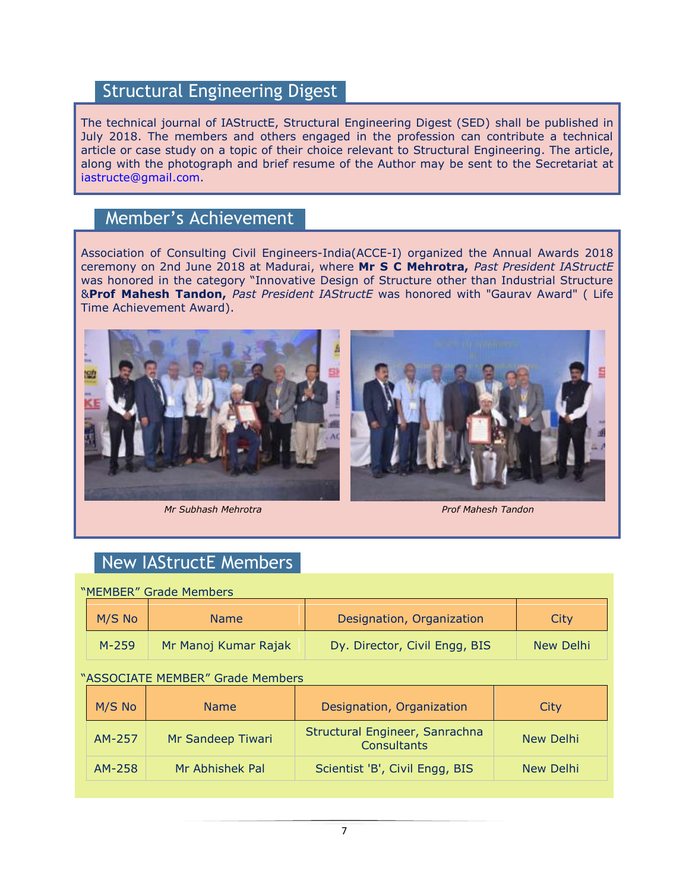## Structural Engineering Digest

The technical journal of IAStructE, Structural Engineering Digest (SED) shall be published in July 2018. The members and others engaged in the profession can contribute a technical article or case study on a topic of their choice relevant to Structural Engineering. The article, along with the photograph and brief resume of the Author may be sent to the Secretariat at iastructe@gmail.com.

## Member's Achievement

Association of Consulting Civil Engineers-India(ACCE-I) organized the Annual Awards 2018 ceremony on 2nd June 2018 at Madurai, where **Mr S C Mehrotra,** *Past President IAStructE* was honored in the category "Innovative Design of Structure other than Industrial Structure &**Prof Mahesh Tandon,** *Past President IAStructE* was honored with "Gaurav Award" ( Life Time Achievement Award).

*Mr Subhash Mehrotra*

*Prof Mahesh Tandon*

## New IAStructE Members

"MEMBER" Grade Members

| M/S No | Name | Designation, Organization | City |
|---|---|---|---|
| M-259 | Mr Manoj Kumar Rajak | Dy. Director, Civil Engg, BIS | New Delhi |

"ASSOCIATE MEMBER" Grade Members

| M/S No | Name | Designation, Organization | City |
|---|---|---|---|
| AM-257 | Mr Sandeep Tiwari | Structural Engineer, Sanrachna Consultants | New Delhi |
| AM-258 | Mr Abhishek Pal | Scientist 'B', Civil Engg, BIS | New Delhi |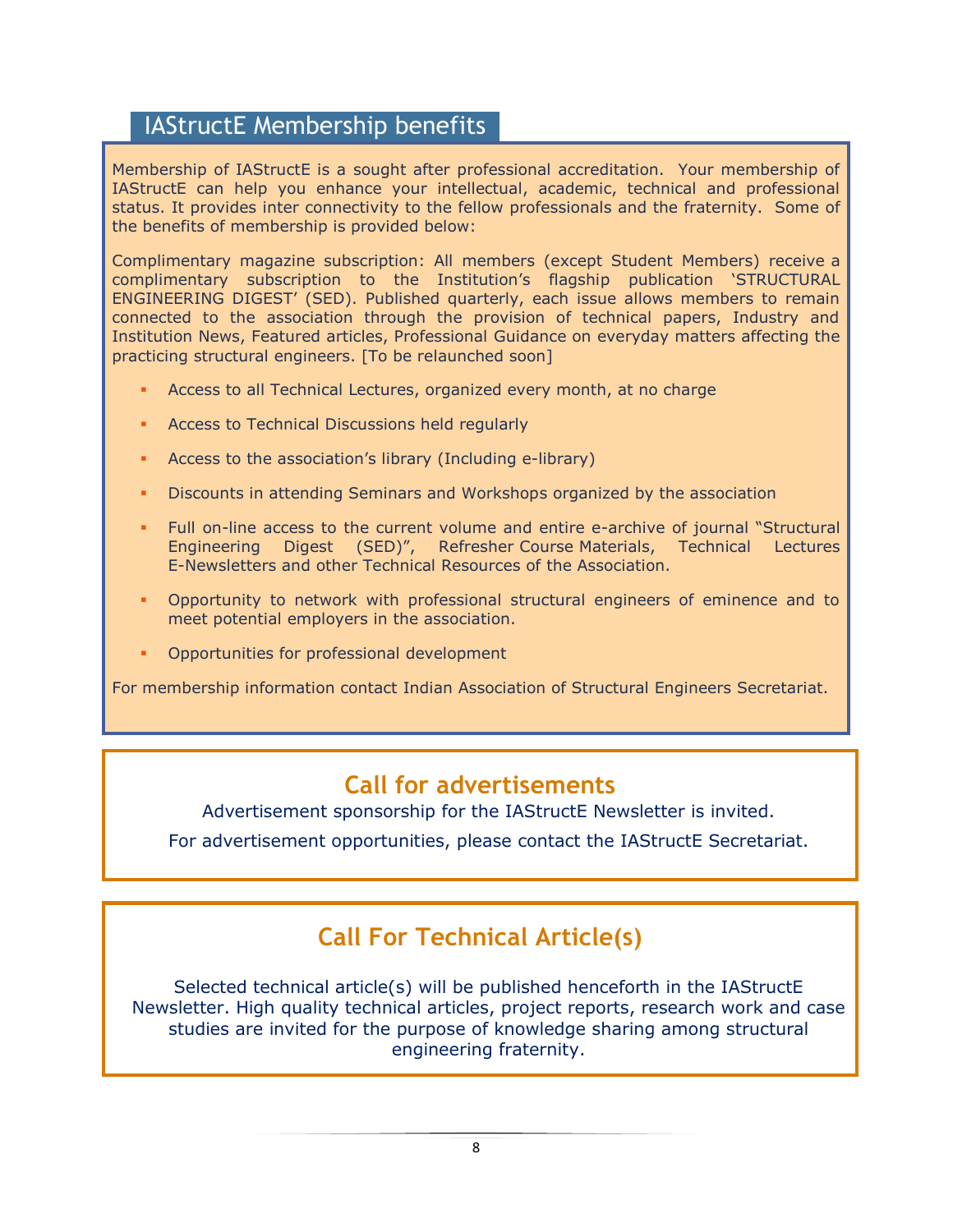## IAStructE Membership benefits

Membership of IAStructE is a sought after professional accreditation. Your membership of IAStructE can help you enhance your intellectual, academic, technical and professional status. It provides inter connectivity to the fellow professionals and the fraternity. Some of the benefits of membership is provided below:

Complimentary magazine subscription: All members (except Student Members) receive a complimentary subscription to the Institution's flagship publication 'STRUCTURAL ENGINEERING DIGEST' (SED). Published quarterly, each issue allows members to remain connected to the association through the provision of technical papers, Industry and Institution News, Featured articles, Professional Guidance on everyday matters affecting the practicing structural engineers. [To be relaunched soon]

- Access to all Technical Lectures, organized every month, at no charge
- Access to Technical Discussions held regularly
- Access to the association's library (Including e-library)
- Discounts in attending Seminars and Workshops organized by the association
- Full on-line access to the current volume and entire e-archive of journal "Structural Engineering Digest (SED)", Refresher Course Materials, Technical Lectures E-Newsletters and other Technical Resources of the Association.
- Opportunity to network with professional structural engineers of eminence and to meet potential employers in the association.
- Opportunities for professional development

For membership information contact Indian Association of Structural Engineers Secretariat.

## Call for advertisements

Advertisement sponsorship for the IAStructE Newsletter is invited.

For advertisement opportunities, please contact the IAStructE Secretariat.

## Call For Technical Article(s)

Selected technical article(s) will be published henceforth in the IAStructE Newsletter. High quality technical articles, project reports, research work and case studies are invited for the purpose of knowledge sharing among structural engineering fraternity.